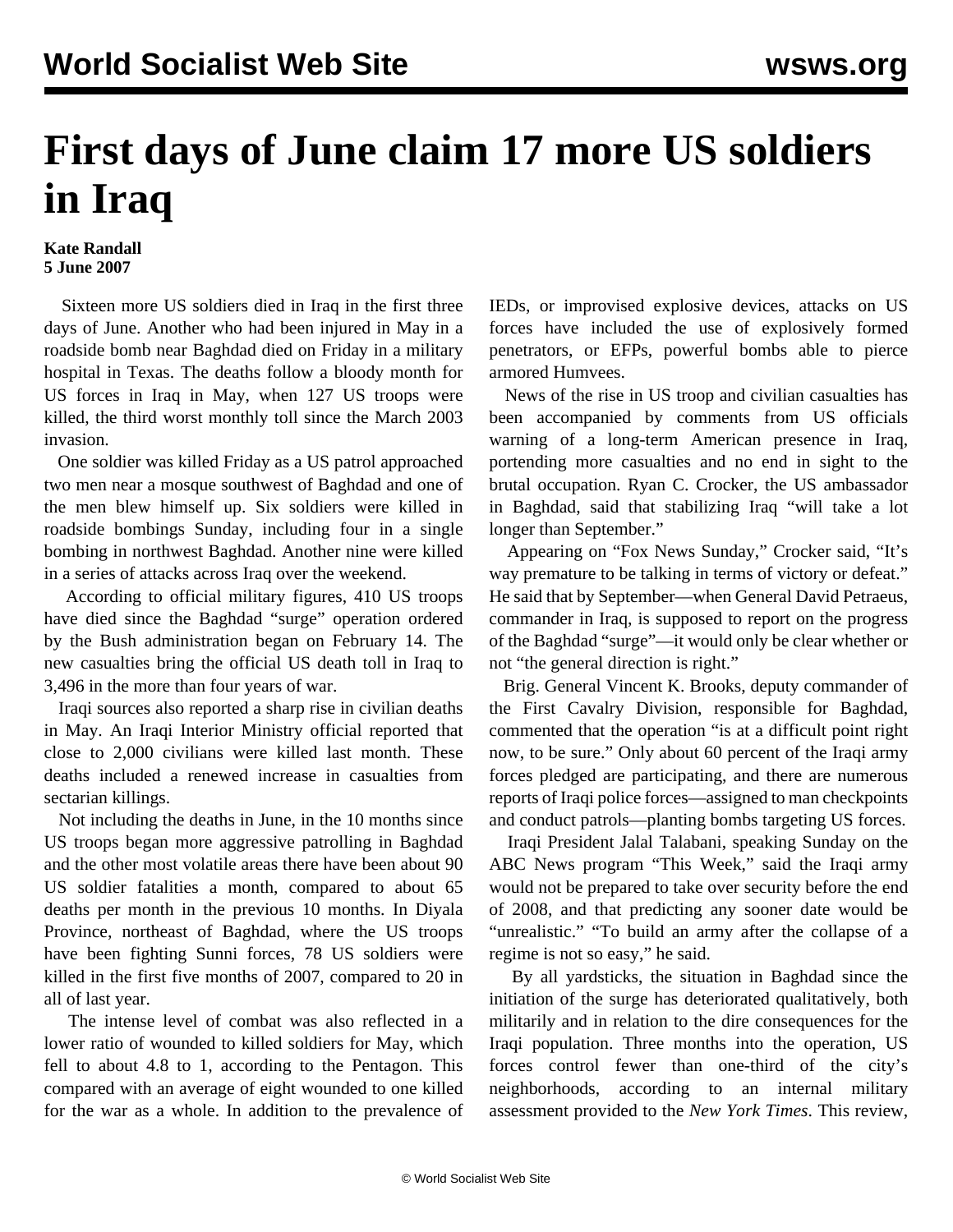# First days of June claim 17 more US soldiers in Iraq

**Kate Randall**
**5 June 2007**

Sixteen more US soldiers died in Iraq in the first three days of June. Another who had been injured in May in a roadside bomb near Baghdad died on Friday in a military hospital in Texas. The deaths follow a bloody month for US forces in Iraq in May, when 127 US troops were killed, the third worst monthly toll since the March 2003 invasion.

One soldier was killed Friday as a US patrol approached two men near a mosque southwest of Baghdad and one of the men blew himself up. Six soldiers were killed in roadside bombings Sunday, including four in a single bombing in northwest Baghdad. Another nine were killed in a series of attacks across Iraq over the weekend.

According to official military figures, 410 US troops have died since the Baghdad "surge" operation ordered by the Bush administration began on February 14. The new casualties bring the official US death toll in Iraq to 3,496 in the more than four years of war.

Iraqi sources also reported a sharp rise in civilian deaths in May. An Iraqi Interior Ministry official reported that close to 2,000 civilians were killed last month. These deaths included a renewed increase in casualties from sectarian killings.

Not including the deaths in June, in the 10 months since US troops began more aggressive patrolling in Baghdad and the other most volatile areas there have been about 90 US soldier fatalities a month, compared to about 65 deaths per month in the previous 10 months. In Diyala Province, northeast of Baghdad, where the US troops have been fighting Sunni forces, 78 US soldiers were killed in the first five months of 2007, compared to 20 in all of last year.

The intense level of combat was also reflected in a lower ratio of wounded to killed soldiers for May, which fell to about 4.8 to 1, according to the Pentagon. This compared with an average of eight wounded to one killed for the war as a whole. In addition to the prevalence of IEDs, or improvised explosive devices, attacks on US forces have included the use of explosively formed penetrators, or EFPs, powerful bombs able to pierce armored Humvees.

News of the rise in US troop and civilian casualties has been accompanied by comments from US officials warning of a long-term American presence in Iraq, portending more casualties and no end in sight to the brutal occupation. Ryan C. Crocker, the US ambassador in Baghdad, said that stabilizing Iraq "will take a lot longer than September."

Appearing on "Fox News Sunday," Crocker said, "It's way premature to be talking in terms of victory or defeat." He said that by September—when General David Petraeus, commander in Iraq, is supposed to report on the progress of the Baghdad "surge"—it would only be clear whether or not "the general direction is right."

Brig. General Vincent K. Brooks, deputy commander of the First Cavalry Division, responsible for Baghdad, commented that the operation "is at a difficult point right now, to be sure." Only about 60 percent of the Iraqi army forces pledged are participating, and there are numerous reports of Iraqi police forces—assigned to man checkpoints and conduct patrols—planting bombs targeting US forces.

Iraqi President Jalal Talabani, speaking Sunday on the ABC News program "This Week," said the Iraqi army would not be prepared to take over security before the end of 2008, and that predicting any sooner date would be "unrealistic." "To build an army after the collapse of a regime is not so easy," he said.

By all yardsticks, the situation in Baghdad since the initiation of the surge has deteriorated qualitatively, both militarily and in relation to the dire consequences for the Iraqi population. Three months into the operation, US forces control fewer than one-third of the city's neighborhoods, according to an internal military assessment provided to the *New York Times*. This review,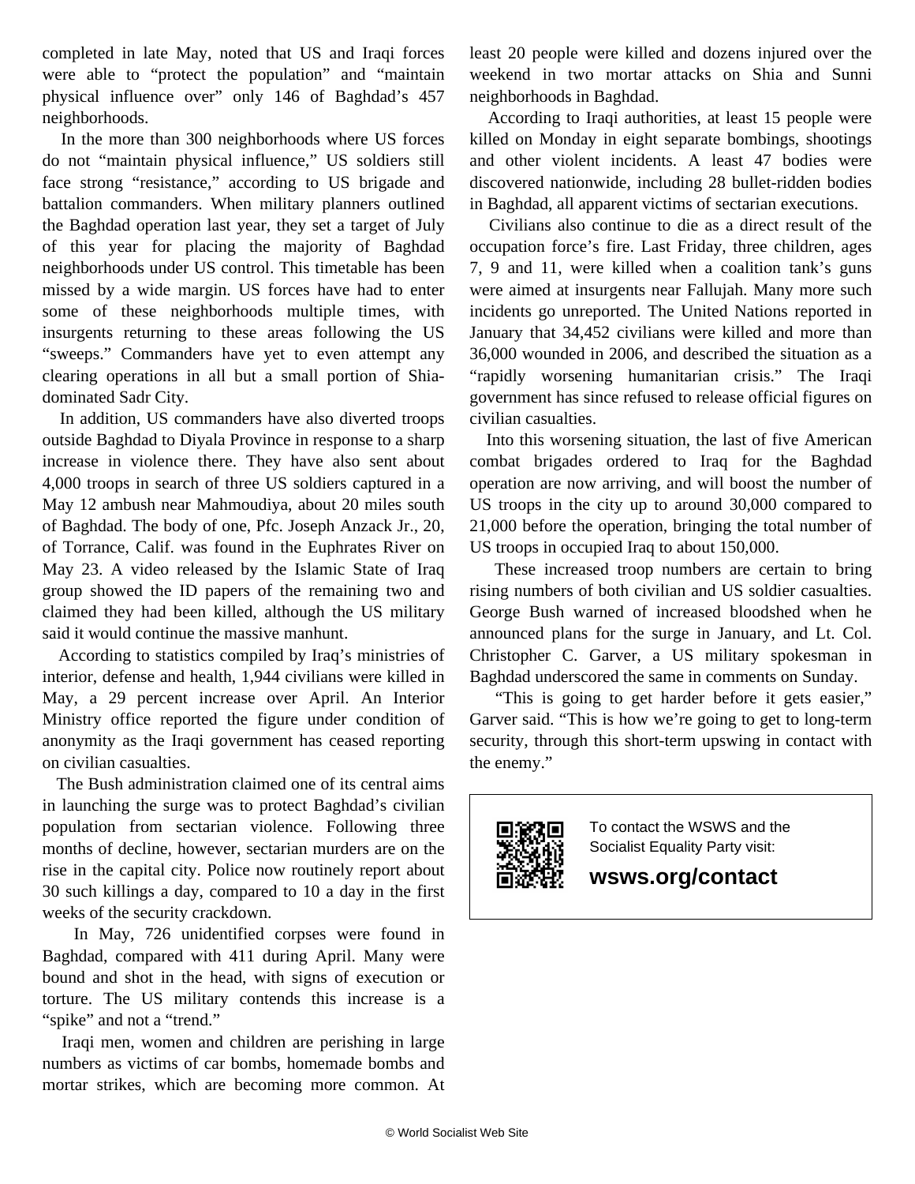completed in late May, noted that US and Iraqi forces were able to "protect the population" and "maintain physical influence over" only 146 of Baghdad's 457 neighborhoods.

In the more than 300 neighborhoods where US forces do not "maintain physical influence," US soldiers still face strong "resistance," according to US brigade and battalion commanders. When military planners outlined the Baghdad operation last year, they set a target of July of this year for placing the majority of Baghdad neighborhoods under US control. This timetable has been missed by a wide margin. US forces have had to enter some of these neighborhoods multiple times, with insurgents returning to these areas following the US "sweeps." Commanders have yet to even attempt any clearing operations in all but a small portion of Shia-dominated Sadr City.

In addition, US commanders have also diverted troops outside Baghdad to Diyala Province in response to a sharp increase in violence there. They have also sent about 4,000 troops in search of three US soldiers captured in a May 12 ambush near Mahmoudiya, about 20 miles south of Baghdad. The body of one, Pfc. Joseph Anzack Jr., 20, of Torrance, Calif. was found in the Euphrates River on May 23. A video released by the Islamic State of Iraq group showed the ID papers of the remaining two and claimed they had been killed, although the US military said it would continue the massive manhunt.

According to statistics compiled by Iraq's ministries of interior, defense and health, 1,944 civilians were killed in May, a 29 percent increase over April. An Interior Ministry office reported the figure under condition of anonymity as the Iraqi government has ceased reporting on civilian casualties.

The Bush administration claimed one of its central aims in launching the surge was to protect Baghdad's civilian population from sectarian violence. Following three months of decline, however, sectarian murders are on the rise in the capital city. Police now routinely report about 30 such killings a day, compared to 10 a day in the first weeks of the security crackdown.

In May, 726 unidentified corpses were found in Baghdad, compared with 411 during April. Many were bound and shot in the head, with signs of execution or torture. The US military contends this increase is a "spike" and not a "trend."

Iraqi men, women and children are perishing in large numbers as victims of car bombs, homemade bombs and mortar strikes, which are becoming more common. At least 20 people were killed and dozens injured over the weekend in two mortar attacks on Shia and Sunni neighborhoods in Baghdad.

According to Iraqi authorities, at least 15 people were killed on Monday in eight separate bombings, shootings and other violent incidents. A least 47 bodies were discovered nationwide, including 28 bullet-ridden bodies in Baghdad, all apparent victims of sectarian executions.

Civilians also continue to die as a direct result of the occupation force's fire. Last Friday, three children, ages 7, 9 and 11, were killed when a coalition tank's guns were aimed at insurgents near Fallujah. Many more such incidents go unreported. The United Nations reported in January that 34,452 civilians were killed and more than 36,000 wounded in 2006, and described the situation as a "rapidly worsening humanitarian crisis." The Iraqi government has since refused to release official figures on civilian casualties.

Into this worsening situation, the last of five American combat brigades ordered to Iraq for the Baghdad operation are now arriving, and will boost the number of US troops in the city up to around 30,000 compared to 21,000 before the operation, bringing the total number of US troops in occupied Iraq to about 150,000.

These increased troop numbers are certain to bring rising numbers of both civilian and US soldier casualties. George Bush warned of increased bloodshed when he announced plans for the surge in January, and Lt. Col. Christopher C. Garver, a US military spokesman in Baghdad underscored the same in comments on Sunday.

"This is going to get harder before it gets easier," Garver said. "This is how we're going to get to long-term security, through this short-term upswing in contact with the enemy."

To contact the WSWS and the Socialist Equality Party visit:

**wsws.org/contact**